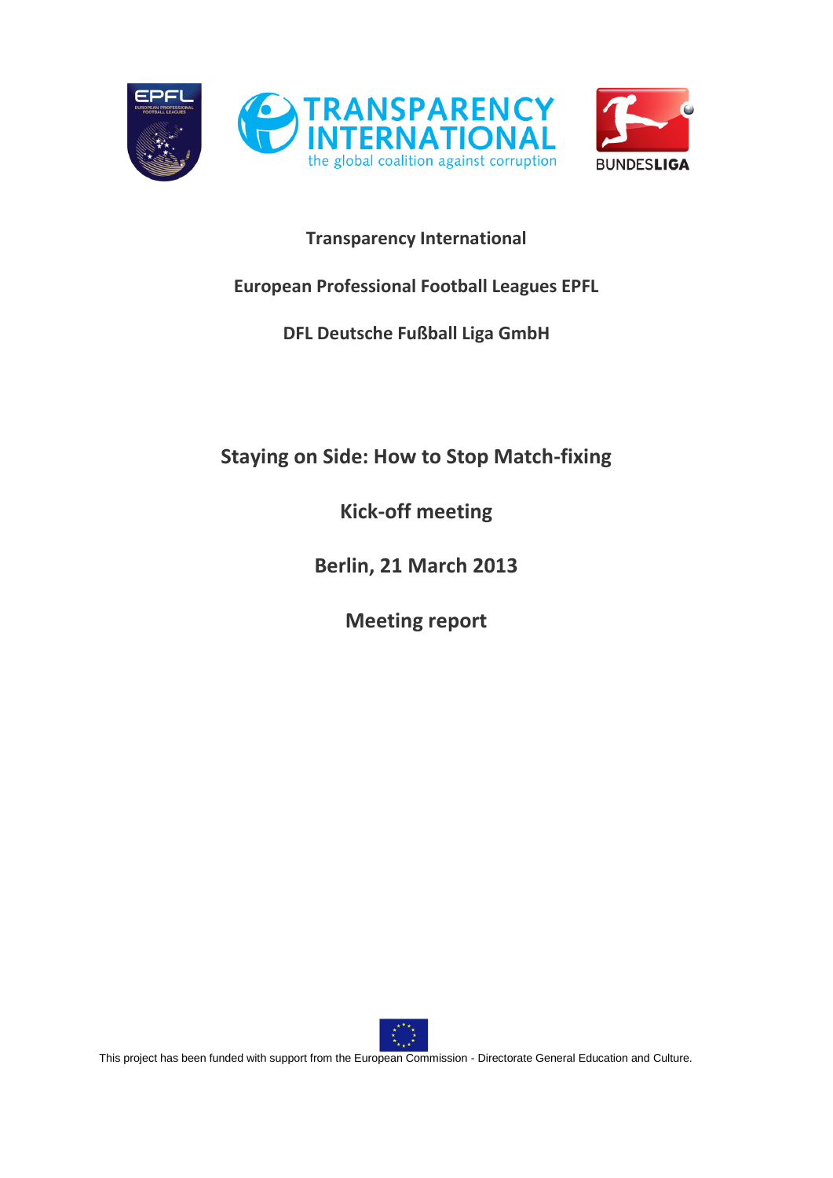**Transparency International**

**European Professional Football Leagues EPFL**

**DFL Deutsche Fußball Liga GmbH**

# Staying on Side: How to Stop Match-fixing

## Kick-off meeting

## Berlin, 21 March 2013

## Meeting report

This project has been funded with support from the European Commission - Directorate General Education and Culture.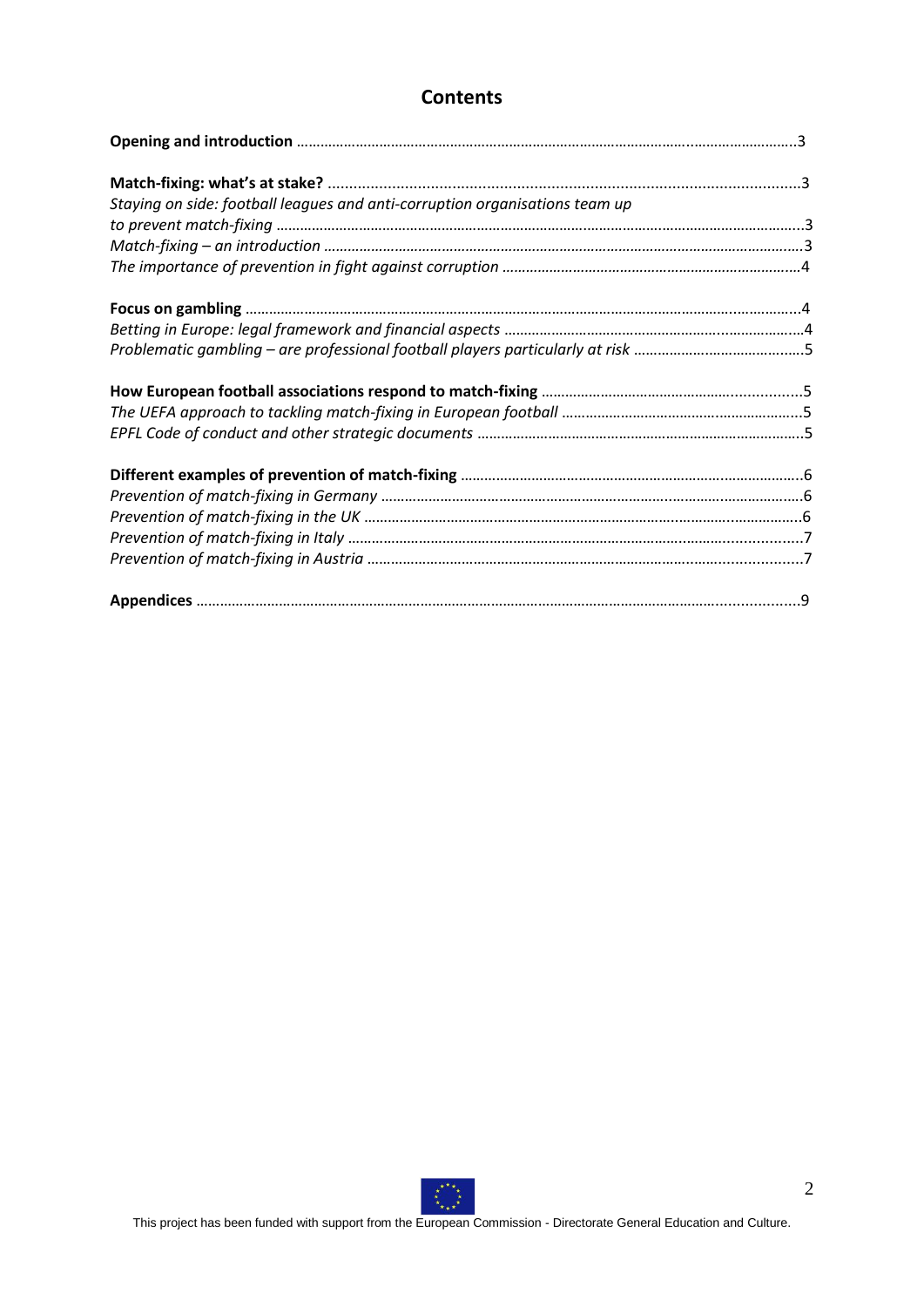# Contents

**Opening and introduction** ..........3

**Match-fixing: what's at stake?** ..........3

*Staying on side: football leagues and anti-corruption organisations team up to prevent match-fixing* ..........3

*Match-fixing – an introduction* ..........3

*The importance of prevention in fight against corruption* ..........4

**Focus on gambling** ..........4

*Betting in Europe: legal framework and financial aspects* ..........4

*Problematic gambling – are professional football players particularly at risk* ..........5

**How European football associations respond to match-fixing** ..........5

*The UEFA approach to tackling match-fixing in European football* ..........5

*EPFL Code of conduct and other strategic documents* ..........5

**Different examples of prevention of match-fixing** ..........6

*Prevention of match-fixing in Germany* ..........6

*Prevention of match-fixing in the UK* ..........6

*Prevention of match-fixing in Italy* ..........7

*Prevention of match-fixing in Austria* ..........7

**Appendices** ..........9

This project has been funded with support from the European Commission - Directorate General Education and Culture.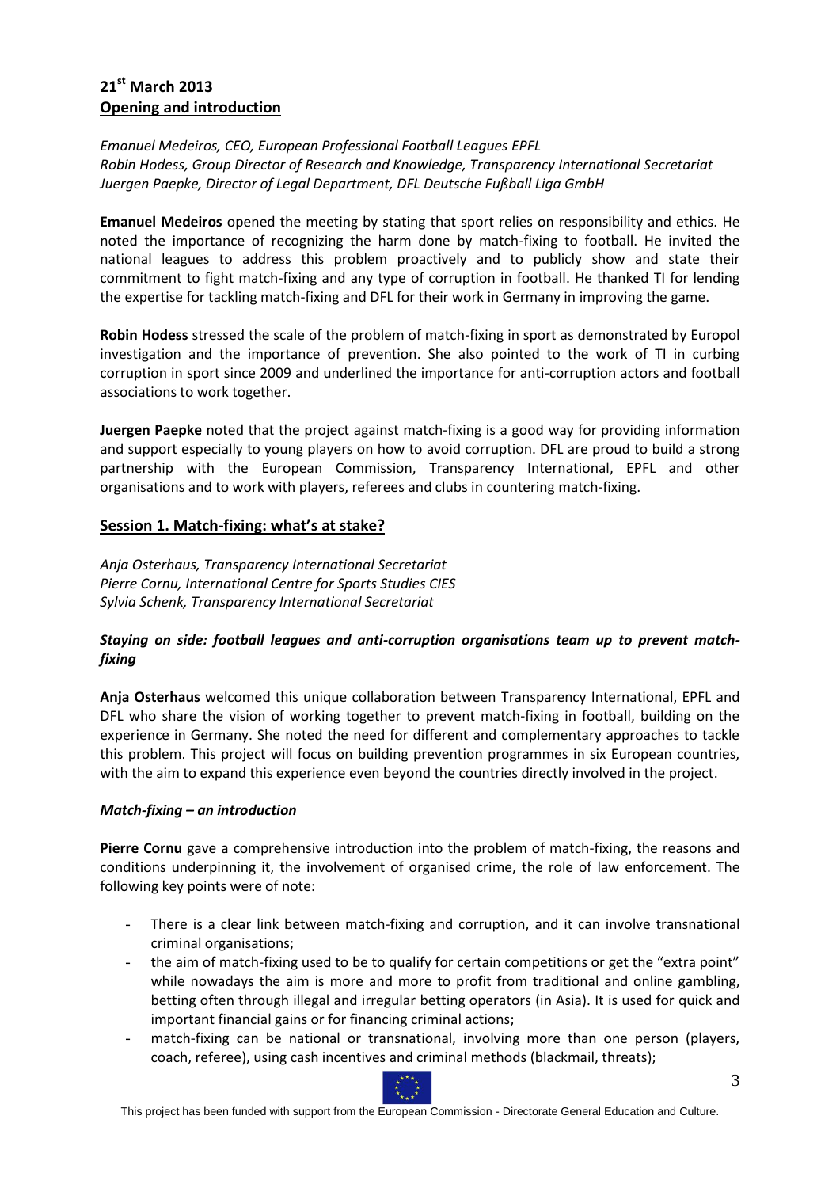**21st March 2013**
**Opening and introduction**

*Emanuel Medeiros, CEO, European Professional Football Leagues EPFL*
*Robin Hodess, Group Director of Research and Knowledge, Transparency International Secretariat*
*Juergen Paepke, Director of Legal Department, DFL Deutsche Fußball Liga GmbH*

**Emanuel Medeiros** opened the meeting by stating that sport relies on responsibility and ethics. He noted the importance of recognizing the harm done by match-fixing to football. He invited the national leagues to address this problem proactively and to publicly show and state their commitment to fight match-fixing and any type of corruption in football. He thanked TI for lending the expertise for tackling match-fixing and DFL for their work in Germany in improving the game.

**Robin Hodess** stressed the scale of the problem of match-fixing in sport as demonstrated by Europol investigation and the importance of prevention. She also pointed to the work of TI in curbing corruption in sport since 2009 and underlined the importance for anti-corruption actors and football associations to work together.

**Juergen Paepke** noted that the project against match-fixing is a good way for providing information and support especially to young players on how to avoid corruption. DFL are proud to build a strong partnership with the European Commission, Transparency International, EPFL and other organisations and to work with players, referees and clubs in countering match-fixing.

## Session 1. Match-fixing: what's at stake?

*Anja Osterhaus, Transparency International Secretariat*
*Pierre Cornu, International Centre for Sports Studies CIES*
*Sylvia Schenk, Transparency International Secretariat*

### *Staying on side: football leagues and anti-corruption organisations team up to prevent match-fixing*

**Anja Osterhaus** welcomed this unique collaboration between Transparency International, EPFL and DFL who share the vision of working together to prevent match-fixing in football, building on the experience in Germany. She noted the need for different and complementary approaches to tackle this problem. This project will focus on building prevention programmes in six European countries, with the aim to expand this experience even beyond the countries directly involved in the project.

### *Match-fixing – an introduction*

**Pierre Cornu** gave a comprehensive introduction into the problem of match-fixing, the reasons and conditions underpinning it, the involvement of organised crime, the role of law enforcement. The following key points were of note:

- There is a clear link between match-fixing and corruption, and it can involve transnational criminal organisations;
- the aim of match-fixing used to be to qualify for certain competitions or get the "extra point" while nowadays the aim is more and more to profit from traditional and online gambling, betting often through illegal and irregular betting operators (in Asia). It is used for quick and important financial gains or for financing criminal actions;
- match-fixing can be national or transnational, involving more than one person (players, coach, referee), using cash incentives and criminal methods (blackmail, threats);

This project has been funded with support from the European Commission - Directorate General Education and Culture.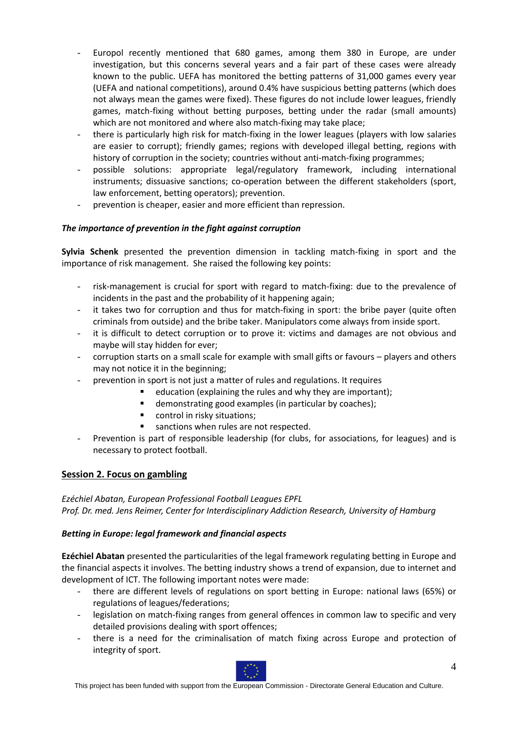- Europol recently mentioned that 680 games, among them 380 in Europe, are under investigation, but this concerns several years and a fair part of these cases were already known to the public. UEFA has monitored the betting patterns of 31,000 games every year (UEFA and national competitions), around 0.4% have suspicious betting patterns (which does not always mean the games were fixed). These figures do not include lower leagues, friendly games, match-fixing without betting purposes, betting under the radar (small amounts) which are not monitored and where also match-fixing may take place;
- there is particularly high risk for match-fixing in the lower leagues (players with low salaries are easier to corrupt); friendly games; regions with developed illegal betting, regions with history of corruption in the society; countries without anti-match-fixing programmes;
- possible solutions: appropriate legal/regulatory framework, including international instruments; dissuasive sanctions; co-operation between the different stakeholders (sport, law enforcement, betting operators); prevention.
- prevention is cheaper, easier and more efficient than repression.

***The importance of prevention in the fight against corruption***

**Sylvia Schenk** presented the prevention dimension in tackling match-fixing in sport and the importance of risk management. She raised the following key points:

- risk-management is crucial for sport with regard to match-fixing: due to the prevalence of incidents in the past and the probability of it happening again;
- it takes two for corruption and thus for match-fixing in sport: the bribe payer (quite often criminals from outside) and the bribe taker. Manipulators come always from inside sport.
- it is difficult to detect corruption or to prove it: victims and damages are not obvious and maybe will stay hidden for ever;
- corruption starts on a small scale for example with small gifts or favours – players and others may not notice it in the beginning;
- prevention in sport is not just a matter of rules and regulations. It requires
    - education (explaining the rules and why they are important);
    - demonstrating good examples (in particular by coaches);
    - control in risky situations;
    - sanctions when rules are not respected.
- Prevention is part of responsible leadership (for clubs, for associations, for leagues) and is necessary to protect football.

## Session 2. Focus on gambling

*Ezéchiel Abatan, European Professional Football Leagues EPFL*
*Prof. Dr. med. Jens Reimer, Center for Interdisciplinary Addiction Research, University of Hamburg*

***Betting in Europe: legal framework and financial aspects***

**Ezéchiel Abatan** presented the particularities of the legal framework regulating betting in Europe and the financial aspects it involves. The betting industry shows a trend of expansion, due to internet and development of ICT. The following important notes were made:

- there are different levels of regulations on sport betting in Europe: national laws (65%) or regulations of leagues/federations;
- legislation on match-fixing ranges from general offences in common law to specific and very detailed provisions dealing with sport offences;
- there is a need for the criminalisation of match fixing across Europe and protection of integrity of sport.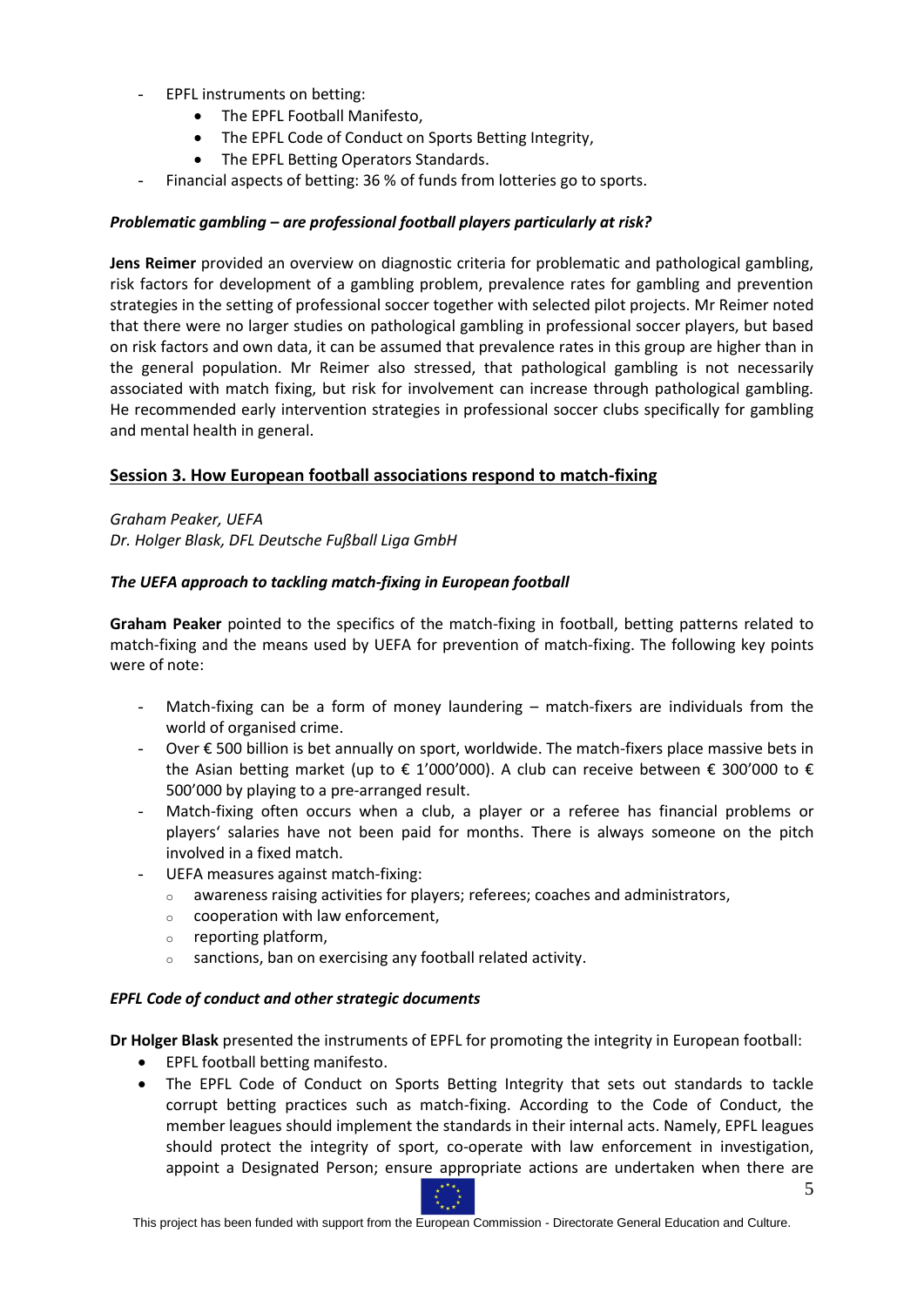- EPFL instruments on betting:
    - The EPFL Football Manifesto,
    - The EPFL Code of Conduct on Sports Betting Integrity,
    - The EPFL Betting Operators Standards.
- Financial aspects of betting: 36 % of funds from lotteries go to sports.

***Problematic gambling – are professional football players particularly at risk?***

**Jens Reimer** provided an overview on diagnostic criteria for problematic and pathological gambling, risk factors for development of a gambling problem, prevalence rates for gambling and prevention strategies in the setting of professional soccer together with selected pilot projects. Mr Reimer noted that there were no larger studies on pathological gambling in professional soccer players, but based on risk factors and own data, it can be assumed that prevalence rates in this group are higher than in the general population. Mr Reimer also stressed, that pathological gambling is not necessarily associated with match fixing, but risk for involvement can increase through pathological gambling. He recommended early intervention strategies in professional soccer clubs specifically for gambling and mental health in general.

## Session 3. How European football associations respond to match-fixing

*Graham Peaker, UEFA*
*Dr. Holger Blask, DFL Deutsche Fußball Liga GmbH*

***The UEFA approach to tackling match-fixing in European football***

**Graham Peaker** pointed to the specifics of the match-fixing in football, betting patterns related to match-fixing and the means used by UEFA for prevention of match-fixing. The following key points were of note:

- Match-fixing can be a form of money laundering – match-fixers are individuals from the world of organised crime.
- Over € 500 billion is bet annually on sport, worldwide. The match-fixers place massive bets in the Asian betting market (up to € 1'000'000). A club can receive between € 300'000 to € 500'000 by playing to a pre-arranged result.
- Match-fixing often occurs when a club, a player or a referee has financial problems or players' salaries have not been paid for months. There is always someone on the pitch involved in a fixed match.
- UEFA measures against match-fixing:
    - awareness raising activities for players; referees; coaches and administrators,
    - cooperation with law enforcement,
    - reporting platform,
    - sanctions, ban on exercising any football related activity.

***EPFL Code of conduct and other strategic documents***

**Dr Holger Blask** presented the instruments of EPFL for promoting the integrity in European football:

- EPFL football betting manifesto.
- The EPFL Code of Conduct on Sports Betting Integrity that sets out standards to tackle corrupt betting practices such as match-fixing. According to the Code of Conduct, the member leagues should implement the standards in their internal acts. Namely, EPFL leagues should protect the integrity of sport, co-operate with law enforcement in investigation, appoint a Designated Person; ensure appropriate actions are undertaken when there are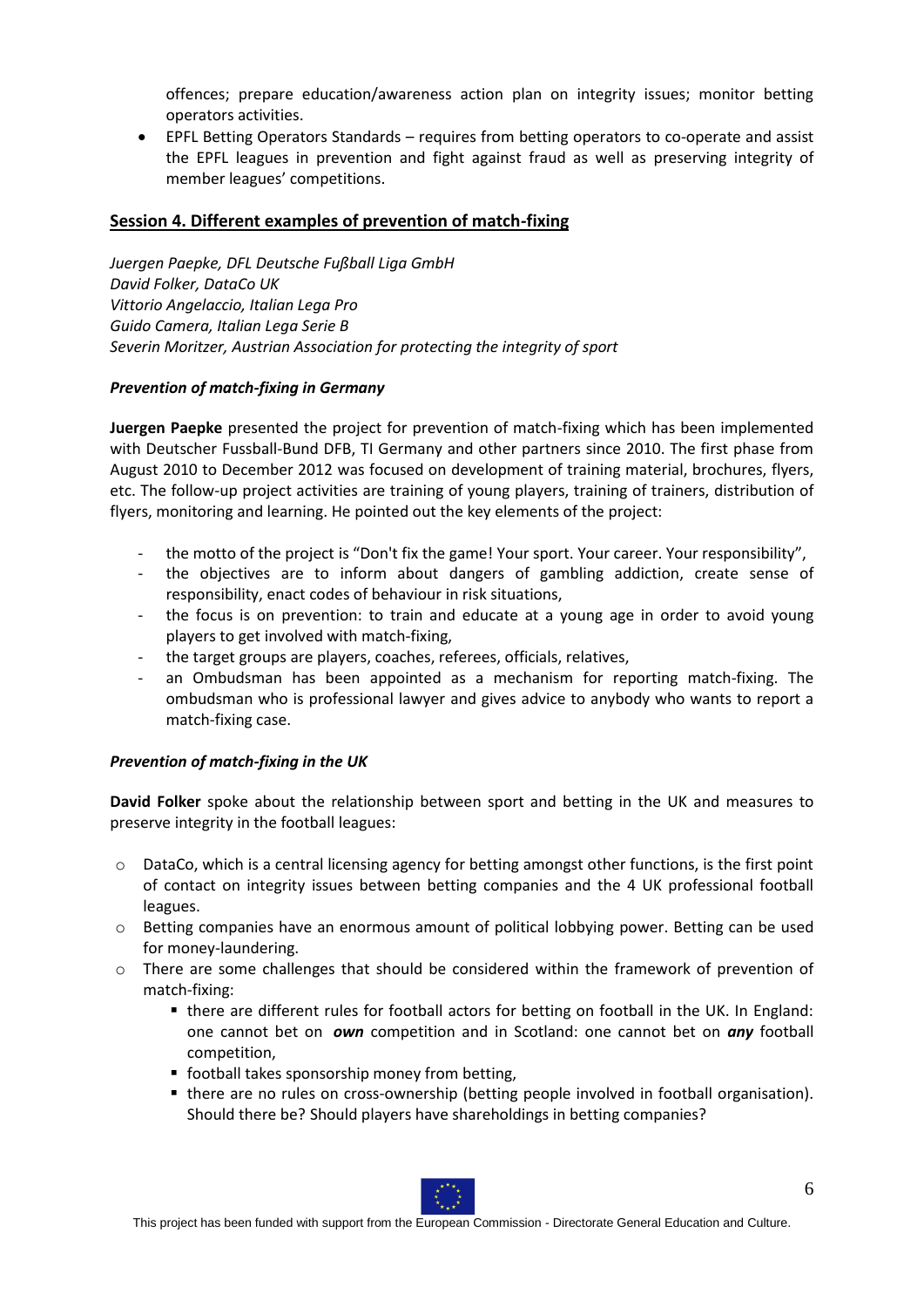offences; prepare education/awareness action plan on integrity issues; monitor betting operators activities.

- EPFL Betting Operators Standards – requires from betting operators to co-operate and assist the EPFL leagues in prevention and fight against fraud as well as preserving integrity of member leagues' competitions.

## Session 4. Different examples of prevention of match-fixing

*Juergen Paepke, DFL Deutsche Fußball Liga GmbH*
*David Folker, DataCo UK*
*Vittorio Angelaccio, Italian Lega Pro*
*Guido Camera, Italian Lega Serie B*
*Severin Moritzer, Austrian Association for protecting the integrity of sport*

### *Prevention of match-fixing in Germany*

**Juergen Paepke** presented the project for prevention of match-fixing which has been implemented with Deutscher Fussball-Bund DFB, TI Germany and other partners since 2010. The first phase from August 2010 to December 2012 was focused on development of training material, brochures, flyers, etc. The follow-up project activities are training of young players, training of trainers, distribution of flyers, monitoring and learning. He pointed out the key elements of the project:

- the motto of the project is "Don't fix the game! Your sport. Your career. Your responsibility",
- the objectives are to inform about dangers of gambling addiction, create sense of responsibility, enact codes of behaviour in risk situations,
- the focus is on prevention: to train and educate at a young age in order to avoid young players to get involved with match-fixing,
- the target groups are players, coaches, referees, officials, relatives,
- an Ombudsman has been appointed as a mechanism for reporting match-fixing. The ombudsman who is professional lawyer and gives advice to anybody who wants to report a match-fixing case.

### *Prevention of match-fixing in the UK*

**David Folker** spoke about the relationship between sport and betting in the UK and measures to preserve integrity in the football leagues:

- DataCo, which is a central licensing agency for betting amongst other functions, is the first point of contact on integrity issues between betting companies and the 4 UK professional football leagues.
- Betting companies have an enormous amount of political lobbying power. Betting can be used for money-laundering.
- There are some challenges that should be considered within the framework of prevention of match-fixing:
  - there are different rules for football actors for betting on football in the UK. In England: one cannot bet on ***own*** competition and in Scotland: one cannot bet on ***any*** football competition,
  - football takes sponsorship money from betting,
  - there are no rules on cross-ownership (betting people involved in football organisation). Should there be? Should players have shareholdings in betting companies?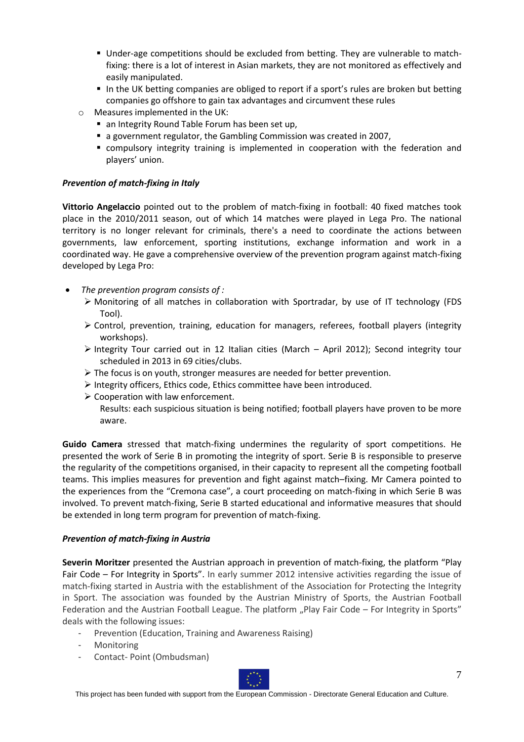- Under-age competitions should be excluded from betting. They are vulnerable to match-fixing: there is a lot of interest in Asian markets, they are not monitored as effectively and easily manipulated.
    - In the UK betting companies are obliged to report if a sport's rules are broken but betting companies go offshore to gain tax advantages and circumvent these rules
  - Measures implemented in the UK:
    - an Integrity Round Table Forum has been set up,
    - a government regulator, the Gambling Commission was created in 2007,
    - compulsory integrity training is implemented in cooperation with the federation and players' union.

***Prevention of match-fixing in Italy***

**Vittorio Angelaccio** pointed out to the problem of match-fixing in football: 40 fixed matches took place in the 2010/2011 season, out of which 14 matches were played in Lega Pro. The national territory is no longer relevant for criminals, there's a need to coordinate the actions between governments, law enforcement, sporting institutions, exchange information and work in a coordinated way. He gave a comprehensive overview of the prevention program against match-fixing developed by Lega Pro:

- *The prevention program consists of :*
  - Monitoring of all matches in collaboration with Sportradar, by use of IT technology (FDS Tool).
  - Control, prevention, training, education for managers, referees, football players (integrity workshops).
  - Integrity Tour carried out in 12 Italian cities (March – April 2012); Second integrity tour scheduled in 2013 in 69 cities/clubs.
  - The focus is on youth, stronger measures are needed for better prevention.
  - Integrity officers, Ethics code, Ethics committee have been introduced.
  - Cooperation with law enforcement.

    Results: each suspicious situation is being notified; football players have proven to be more aware.

**Guido Camera** stressed that match-fixing undermines the regularity of sport competitions. He presented the work of Serie B in promoting the integrity of sport. Serie B is responsible to preserve the regularity of the competitions organised, in their capacity to represent all the competing football teams. This implies measures for prevention and fight against match–fixing. Mr Camera pointed to the experiences from the "Cremona case", a court proceeding on match-fixing in which Serie B was involved. To prevent match-fixing, Serie B started educational and informative measures that should be extended in long term program for prevention of match-fixing.

***Prevention of match-fixing in Austria***

**Severin Moritzer** presented the Austrian approach in prevention of match-fixing, the platform "Play Fair Code – For Integrity in Sports". In early summer 2012 intensive activities regarding the issue of match-fixing started in Austria with the establishment of the Association for Protecting the Integrity in Sport. The association was founded by the Austrian Ministry of Sports, the Austrian Football Federation and the Austrian Football League. The platform „Play Fair Code – For Integrity in Sports" deals with the following issues:

- Prevention (Education, Training and Awareness Raising)
- Monitoring
- Contact- Point (Ombudsman)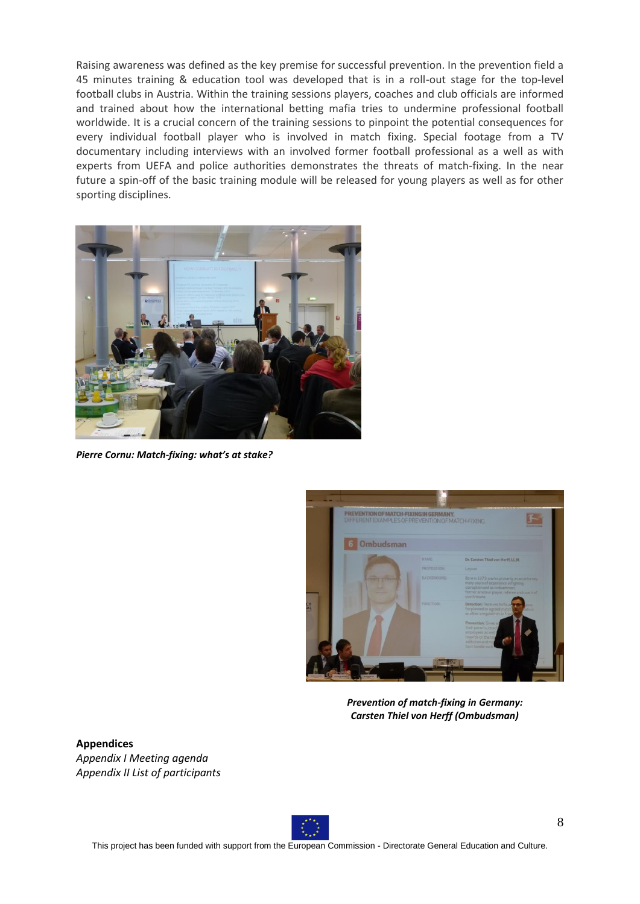Raising awareness was defined as the key premise for successful prevention. In the prevention field a 45 minutes training & education tool was developed that is in a roll-out stage for the top-level football clubs in Austria. Within the training sessions players, coaches and club officials are informed and trained about how the international betting mafia tries to undermine professional football worldwide. It is a crucial concern of the training sessions to pinpoint the potential consequences for every individual football player who is involved in match fixing. Special footage from a TV documentary including interviews with an involved former football professional as a well as with experts from UEFA and police authorities demonstrates the threats of match-fixing. In the near future a spin-off of the basic training module will be released for young players as well as for other sporting disciplines.

***Pierre Cornu: Match-fixing: what's at stake?***

***Prevention of match-fixing in Germany: Carsten Thiel von Herff (Ombudsman)***

**Appendices**

*Appendix I Meeting agenda*

*Appendix II List of participants*

This project has been funded with support from the European Commission - Directorate General Education and Culture.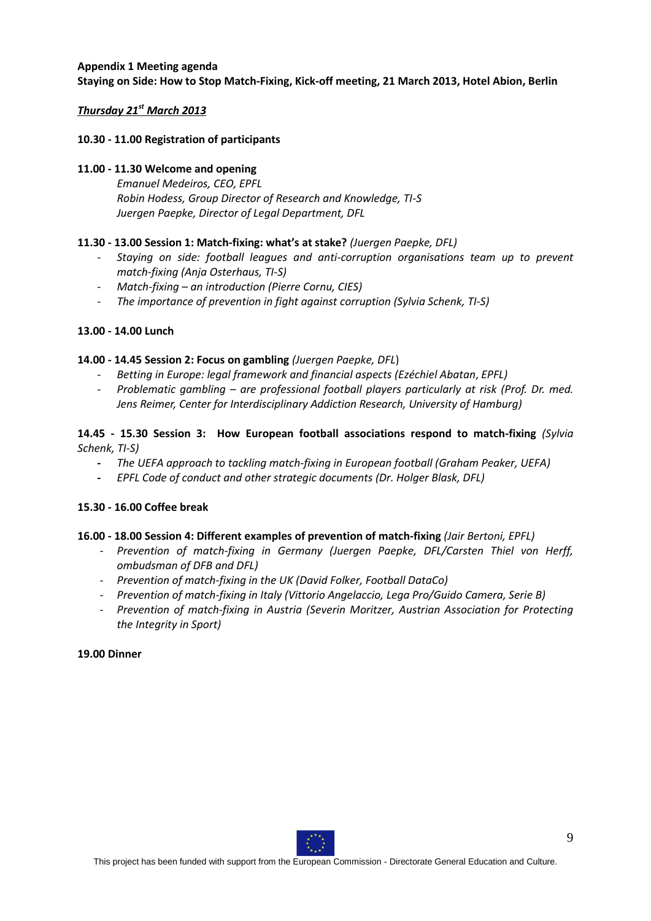**Appendix 1 Meeting agenda**

**Staying on Side: How to Stop Match-Fixing, Kick-off meeting, 21 March 2013, Hotel Abion, Berlin**

***Thursday 21st March 2013***

**10.30 - 11.00 Registration of participants**

**11.00 - 11.30 Welcome and opening**

*Emanuel Medeiros, CEO, EPFL*
*Robin Hodess, Group Director of Research and Knowledge, TI-S*
*Juergen Paepke, Director of Legal Department, DFL*

**11.30 - 13.00 Session 1: Match-fixing: what's at stake?** *(Juergen Paepke, DFL)*

- *Staying on side: football leagues and anti-corruption organisations team up to prevent match-fixing (Anja Osterhaus, TI-S)*
- *Match-fixing – an introduction (Pierre Cornu, CIES)*
- *The importance of prevention in fight against corruption (Sylvia Schenk, TI-S)*

**13.00 - 14.00 Lunch**

**14.00 - 14.45 Session 2: Focus on gambling** *(Juergen Paepke, DFL)*

- *Betting in Europe: legal framework and financial aspects (Ezéchiel Abatan, EPFL)*
- *Problematic gambling – are professional football players particularly at risk (Prof. Dr. med. Jens Reimer, Center for Interdisciplinary Addiction Research, University of Hamburg)*

**14.45 - 15.30 Session 3: How European football associations respond to match-fixing** *(Sylvia Schenk, TI-S)*

- *The UEFA approach to tackling match-fixing in European football (Graham Peaker, UEFA)*
- *EPFL Code of conduct and other strategic documents (Dr. Holger Blask, DFL)*

**15.30 - 16.00 Coffee break**

**16.00 - 18.00 Session 4: Different examples of prevention of match-fixing** *(Jair Bertoni, EPFL)*

- *Prevention of match-fixing in Germany (Juergen Paepke, DFL/Carsten Thiel von Herff, ombudsman of DFB and DFL)*
- *Prevention of match-fixing in the UK (David Folker, Football DataCo)*
- *Prevention of match-fixing in Italy (Vittorio Angelaccio, Lega Pro/Guido Camera, Serie B)*
- *Prevention of match-fixing in Austria (Severin Moritzer, Austrian Association for Protecting the Integrity in Sport)*

**19.00 Dinner**

This project has been funded with support from the European Commission - Directorate General Education and Culture.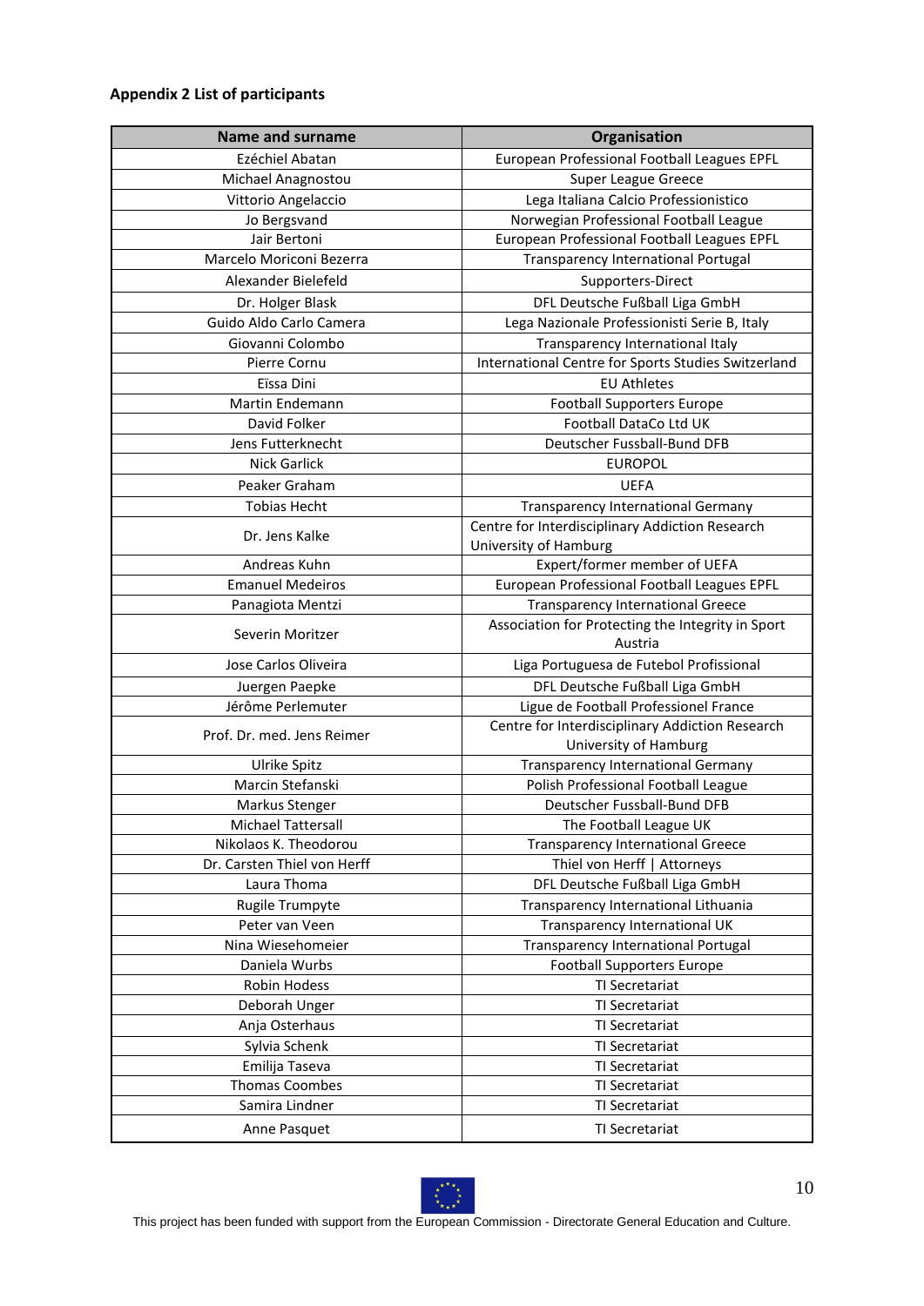**Appendix 2 List of participants**

| Name and surname | Organisation |
|---|---|
| Ezéchiel Abatan | European Professional Football Leagues EPFL |
| Michael Anagnostou | Super League Greece |
| Vittorio Angelaccio | Lega Italiana Calcio Professionistico |
| Jo Bergsvand | Norwegian Professional Football League |
| Jair Bertoni | European Professional Football Leagues EPFL |
| Marcelo Moriconi Bezerra | Transparency International Portugal |
| Alexander Bielefeld | Supporters-Direct |
| Dr. Holger Blask | DFL Deutsche Fußball Liga GmbH |
| Guido Aldo Carlo Camera | Lega Nazionale Professionisti Serie B, Italy |
| Giovanni Colombo | Transparency International Italy |
| Pierre Cornu | International Centre for Sports Studies Switzerland |
| Eïssa Dini | EU Athletes |
| Martin Endemann | Football Supporters Europe |
| David Folker | Football DataCo Ltd UK |
| Jens Futterknecht | Deutscher Fussball-Bund DFB |
| Nick Garlick | EUROPOL |
| Peaker Graham | UEFA |
| Tobias Hecht | Transparency International Germany |
| Dr. Jens Kalke | Centre for Interdisciplinary Addiction Research University of Hamburg |
| Andreas Kuhn | Expert/former member of UEFA |
| Emanuel Medeiros | European Professional Football Leagues EPFL |
| Panagiota Mentzi | Transparency International Greece |
| Severin Moritzer | Association for Protecting the Integrity in Sport Austria |
| Jose Carlos Oliveira | Liga Portuguesa de Futebol Profissional |
| Juergen Paepke | DFL Deutsche Fußball Liga GmbH |
| Jérôme Perlemuter | Ligue de Football Professionel France |
| Prof. Dr. med. Jens Reimer | Centre for Interdisciplinary Addiction Research University of Hamburg |
| Ulrike Spitz | Transparency International Germany |
| Marcin Stefanski | Polish Professional Football League |
| Markus Stenger | Deutscher Fussball-Bund DFB |
| Michael Tattersall | The Football League UK |
| Nikolaos K. Theodorou | Transparency International Greece |
| Dr. Carsten Thiel von Herff | Thiel von Herff \| Attorneys |
| Laura Thoma | DFL Deutsche Fußball Liga GmbH |
| Rugile Trumpyte | Transparency International Lithuania |
| Peter van Veen | Transparency International UK |
| Nina Wiesehomeier | Transparency International Portugal |
| Daniela Wurbs | Football Supporters Europe |
| Robin Hodess | TI Secretariat |
| Deborah Unger | TI Secretariat |
| Anja Osterhaus | TI Secretariat |
| Sylvia Schenk | TI Secretariat |
| Emilija Taseva | TI Secretariat |
| Thomas Coombes | TI Secretariat |
| Samira Lindner | TI Secretariat |
| Anne Pasquet | TI Secretariat |

This project has been funded with support from the European Commission - Directorate General Education and Culture.